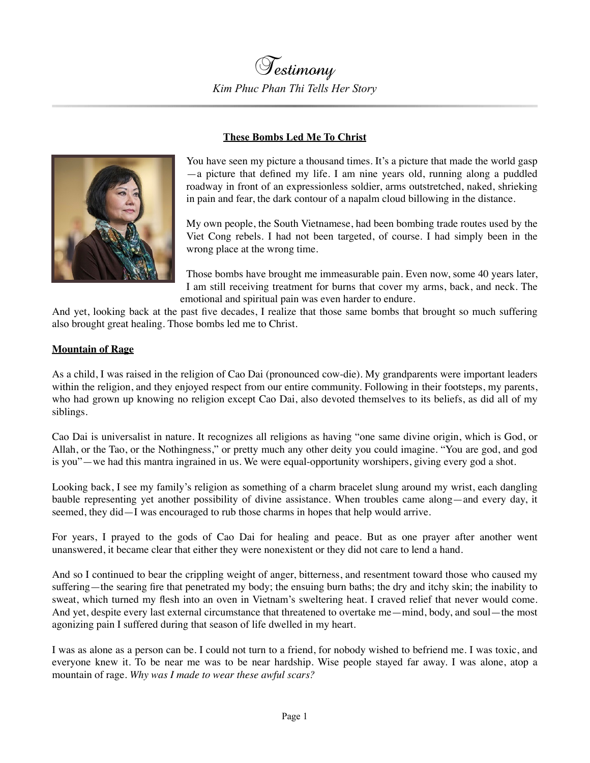# Testimony

*Kim Phuc Phan Thi Tells Her Story*

---

## These Bombs Led Me To Christ

You have seen my picture a thousand times. It's a picture that made the world gasp—a picture that defined my life. I am nine years old, running along a puddled roadway in front of an expressionless soldier, arms outstretched, naked, shrieking in pain and fear, the dark contour of a napalm cloud billowing in the distance.

My own people, the South Vietnamese, had been bombing trade routes used by the Viet Cong rebels. I had not been targeted, of course. I had simply been in the wrong place at the wrong time.

Those bombs have brought me immeasurable pain. Even now, some 40 years later, I am still receiving treatment for burns that cover my arms, back, and neck. The emotional and spiritual pain was even harder to endure.

And yet, looking back at the past five decades, I realize that those same bombs that brought so much suffering also brought great healing. Those bombs led me to Christ.

## Mountain of Rage

As a child, I was raised in the religion of Cao Dai (pronounced cow-die). My grandparents were important leaders within the religion, and they enjoyed respect from our entire community. Following in their footsteps, my parents, who had grown up knowing no religion except Cao Dai, also devoted themselves to its beliefs, as did all of my siblings.

Cao Dai is universalist in nature. It recognizes all religions as having "one same divine origin, which is God, or Allah, or the Tao, or the Nothingness," or pretty much any other deity you could imagine. "You are god, and god is you"—we had this mantra ingrained in us. We were equal-opportunity worshipers, giving every god a shot.

Looking back, I see my family's religion as something of a charm bracelet slung around my wrist, each dangling bauble representing yet another possibility of divine assistance. When troubles came along—and every day, it seemed, they did—I was encouraged to rub those charms in hopes that help would arrive.

For years, I prayed to the gods of Cao Dai for healing and peace. But as one prayer after another went unanswered, it became clear that either they were nonexistent or they did not care to lend a hand.

And so I continued to bear the crippling weight of anger, bitterness, and resentment toward those who caused my suffering—the searing fire that penetrated my body; the ensuing burn baths; the dry and itchy skin; the inability to sweat, which turned my flesh into an oven in Vietnam's sweltering heat. I craved relief that never would come. And yet, despite every last external circumstance that threatened to overtake me—mind, body, and soul—the most agonizing pain I suffered during that season of life dwelled in my heart.

I was as alone as a person can be. I could not turn to a friend, for nobody wished to befriend me. I was toxic, and everyone knew it. To be near me was to be near hardship. Wise people stayed far away. I was alone, atop a mountain of rage. *Why was I made to wear these awful scars?*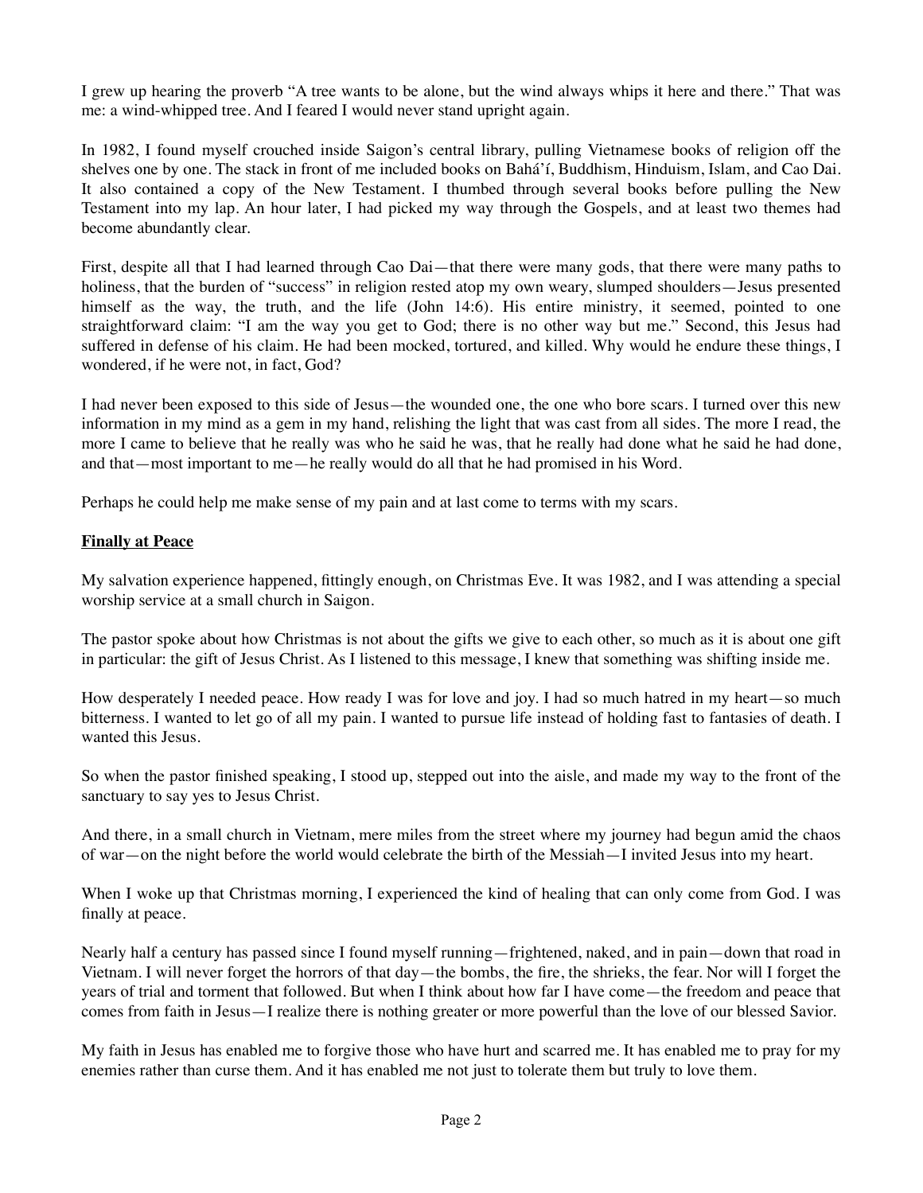I grew up hearing the proverb "A tree wants to be alone, but the wind always whips it here and there." That was me: a wind-whipped tree. And I feared I would never stand upright again.

In 1982, I found myself crouched inside Saigon's central library, pulling Vietnamese books of religion off the shelves one by one. The stack in front of me included books on Bahá'í, Buddhism, Hinduism, Islam, and Cao Dai. It also contained a copy of the New Testament. I thumbed through several books before pulling the New Testament into my lap. An hour later, I had picked my way through the Gospels, and at least two themes had become abundantly clear.

First, despite all that I had learned through Cao Dai—that there were many gods, that there were many paths to holiness, that the burden of "success" in religion rested atop my own weary, slumped shoulders—Jesus presented himself as the way, the truth, and the life (John 14:6). His entire ministry, it seemed, pointed to one straightforward claim: "I am the way you get to God; there is no other way but me." Second, this Jesus had suffered in defense of his claim. He had been mocked, tortured, and killed. Why would he endure these things, I wondered, if he were not, in fact, God?

I had never been exposed to this side of Jesus—the wounded one, the one who bore scars. I turned over this new information in my mind as a gem in my hand, relishing the light that was cast from all sides. The more I read, the more I came to believe that he really was who he said he was, that he really had done what he said he had done, and that—most important to me—he really would do all that he had promised in his Word.

Perhaps he could help me make sense of my pain and at last come to terms with my scars.

## Finally at Peace

My salvation experience happened, fittingly enough, on Christmas Eve. It was 1982, and I was attending a special worship service at a small church in Saigon.

The pastor spoke about how Christmas is not about the gifts we give to each other, so much as it is about one gift in particular: the gift of Jesus Christ. As I listened to this message, I knew that something was shifting inside me.

How desperately I needed peace. How ready I was for love and joy. I had so much hatred in my heart—so much bitterness. I wanted to let go of all my pain. I wanted to pursue life instead of holding fast to fantasies of death. I wanted this Jesus.

So when the pastor finished speaking, I stood up, stepped out into the aisle, and made my way to the front of the sanctuary to say yes to Jesus Christ.

And there, in a small church in Vietnam, mere miles from the street where my journey had begun amid the chaos of war—on the night before the world would celebrate the birth of the Messiah—I invited Jesus into my heart.

When I woke up that Christmas morning, I experienced the kind of healing that can only come from God. I was finally at peace.

Nearly half a century has passed since I found myself running—frightened, naked, and in pain—down that road in Vietnam. I will never forget the horrors of that day—the bombs, the fire, the shrieks, the fear. Nor will I forget the years of trial and torment that followed. But when I think about how far I have come—the freedom and peace that comes from faith in Jesus—I realize there is nothing greater or more powerful than the love of our blessed Savior.

My faith in Jesus has enabled me to forgive those who have hurt and scarred me. It has enabled me to pray for my enemies rather than curse them. And it has enabled me not just to tolerate them but truly to love them.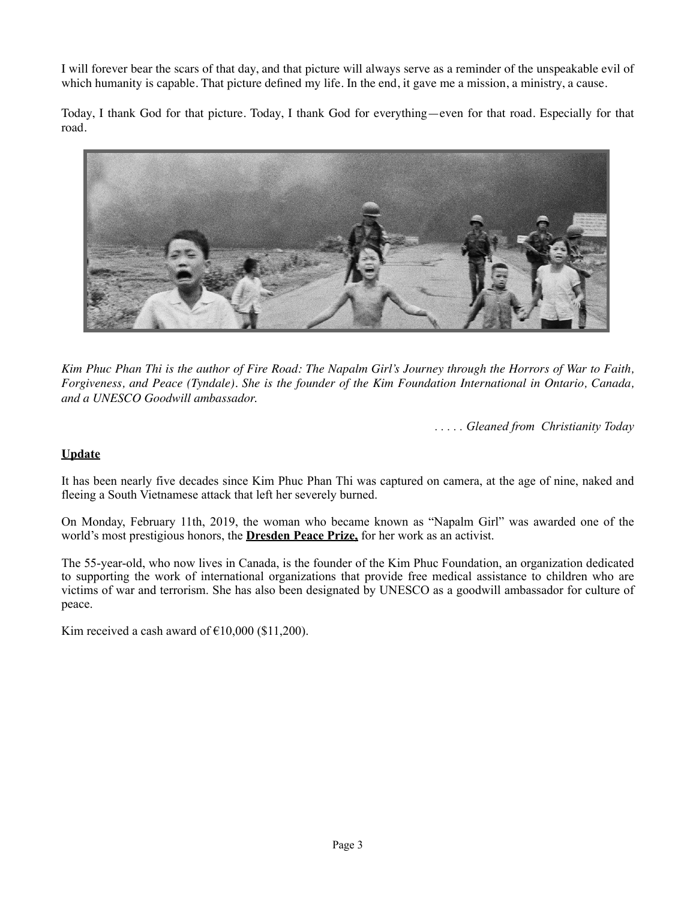I will forever bear the scars of that day, and that picture will always serve as a reminder of the unspeakable evil of which humanity is capable. That picture defined my life. In the end, it gave me a mission, a ministry, a cause.

Today, I thank God for that picture. Today, I thank God for everything—even for that road. Especially for that road.

*Kim Phuc Phan Thi is the author of Fire Road: The Napalm Girl's Journey through the Horrors of War to Faith, Forgiveness, and Peace (Tyndale). She is the founder of the Kim Foundation International in Ontario, Canada, and a UNESCO Goodwill ambassador.*

*. . . . . Gleaned from Christianity Today*

**Update**

It has been nearly five decades since Kim Phuc Phan Thi was captured on camera, at the age of nine, naked and fleeing a South Vietnamese attack that left her severely burned.

On Monday, February 11th, 2019, the woman who became known as "Napalm Girl" was awarded one of the world's most prestigious honors, the **Dresden Peace Prize,** for her work as an activist.

The 55-year-old, who now lives in Canada, is the founder of the Kim Phuc Foundation, an organization dedicated to supporting the work of international organizations that provide free medical assistance to children who are victims of war and terrorism. She has also been designated by UNESCO as a goodwill ambassador for culture of peace.

Kim received a cash award of €10,000 ($11,200).